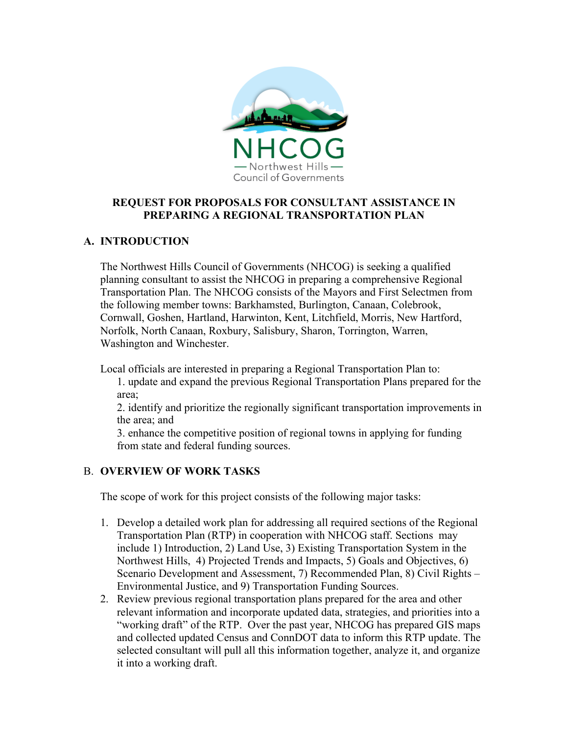NHCOG

— Northwest Hills —
Council of Governments

# REQUEST FOR PROPOSALS FOR CONSULTANT ASSISTANCE IN PREPARING A REGIONAL TRANSPORTATION PLAN

## A. INTRODUCTION

The Northwest Hills Council of Governments (NHCOG) is seeking a qualified planning consultant to assist the NHCOG in preparing a comprehensive Regional Transportation Plan. The NHCOG consists of the Mayors and First Selectmen from the following member towns: Barkhamsted, Burlington, Canaan, Colebrook, Cornwall, Goshen, Hartland, Harwinton, Kent, Litchfield, Morris, New Hartford, Norfolk, North Canaan, Roxbury, Salisbury, Sharon, Torrington, Warren, Washington and Winchester.

Local officials are interested in preparing a Regional Transportation Plan to:

1. update and expand the previous Regional Transportation Plans prepared for the area;
2. identify and prioritize the regionally significant transportation improvements in the area; and
3. enhance the competitive position of regional towns in applying for funding from state and federal funding sources.

## B. OVERVIEW OF WORK TASKS

The scope of work for this project consists of the following major tasks:

1. Develop a detailed work plan for addressing all required sections of the Regional Transportation Plan (RTP) in cooperation with NHCOG staff. Sections may include 1) Introduction, 2) Land Use, 3) Existing Transportation System in the Northwest Hills, 4) Projected Trends and Impacts, 5) Goals and Objectives, 6) Scenario Development and Assessment, 7) Recommended Plan, 8) Civil Rights – Environmental Justice, and 9) Transportation Funding Sources.
2. Review previous regional transportation plans prepared for the area and other relevant information and incorporate updated data, strategies, and priorities into a "working draft" of the RTP. Over the past year, NHCOG has prepared GIS maps and collected updated Census and ConnDOT data to inform this RTP update. The selected consultant will pull all this information together, analyze it, and organize it into a working draft.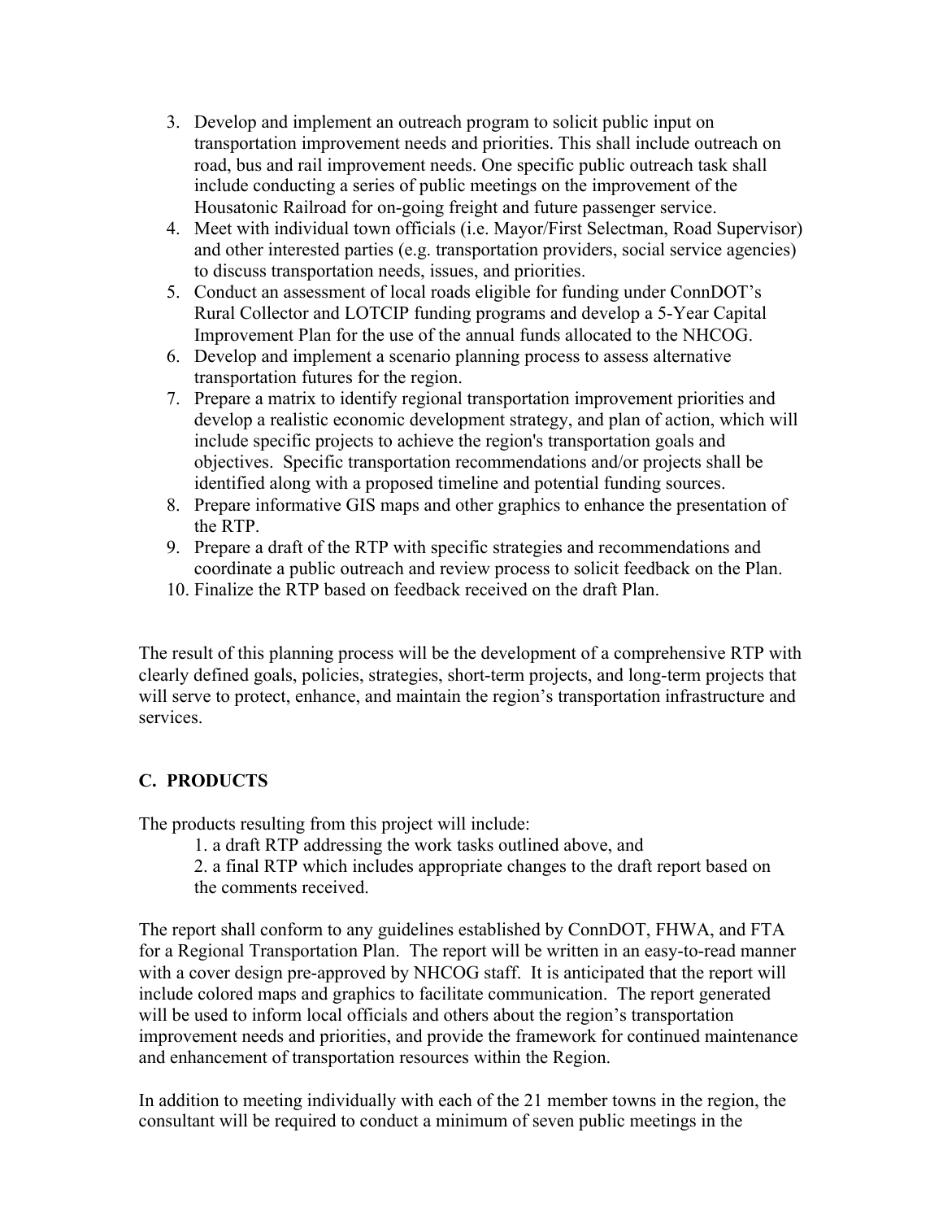3. Develop and implement an outreach program to solicit public input on transportation improvement needs and priorities. This shall include outreach on road, bus and rail improvement needs. One specific public outreach task shall include conducting a series of public meetings on the improvement of the Housatonic Railroad for on-going freight and future passenger service.
4. Meet with individual town officials (i.e. Mayor/First Selectman, Road Supervisor) and other interested parties (e.g. transportation providers, social service agencies) to discuss transportation needs, issues, and priorities.
5. Conduct an assessment of local roads eligible for funding under ConnDOT's Rural Collector and LOTCIP funding programs and develop a 5-Year Capital Improvement Plan for the use of the annual funds allocated to the NHCOG.
6. Develop and implement a scenario planning process to assess alternative transportation futures for the region.
7. Prepare a matrix to identify regional transportation improvement priorities and develop a realistic economic development strategy, and plan of action, which will include specific projects to achieve the region's transportation goals and objectives. Specific transportation recommendations and/or projects shall be identified along with a proposed timeline and potential funding sources.
8. Prepare informative GIS maps and other graphics to enhance the presentation of the RTP.
9. Prepare a draft of the RTP with specific strategies and recommendations and coordinate a public outreach and review process to solicit feedback on the Plan.
10. Finalize the RTP based on feedback received on the draft Plan.

The result of this planning process will be the development of a comprehensive RTP with clearly defined goals, policies, strategies, short-term projects, and long-term projects that will serve to protect, enhance, and maintain the region's transportation infrastructure and services.

## C. PRODUCTS

The products resulting from this project will include:

1. a draft RTP addressing the work tasks outlined above, and
2. a final RTP which includes appropriate changes to the draft report based on the comments received.

The report shall conform to any guidelines established by ConnDOT, FHWA, and FTA for a Regional Transportation Plan. The report will be written in an easy-to-read manner with a cover design pre-approved by NHCOG staff. It is anticipated that the report will include colored maps and graphics to facilitate communication. The report generated will be used to inform local officials and others about the region's transportation improvement needs and priorities, and provide the framework for continued maintenance and enhancement of transportation resources within the Region.

In addition to meeting individually with each of the 21 member towns in the region, the consultant will be required to conduct a minimum of seven public meetings in the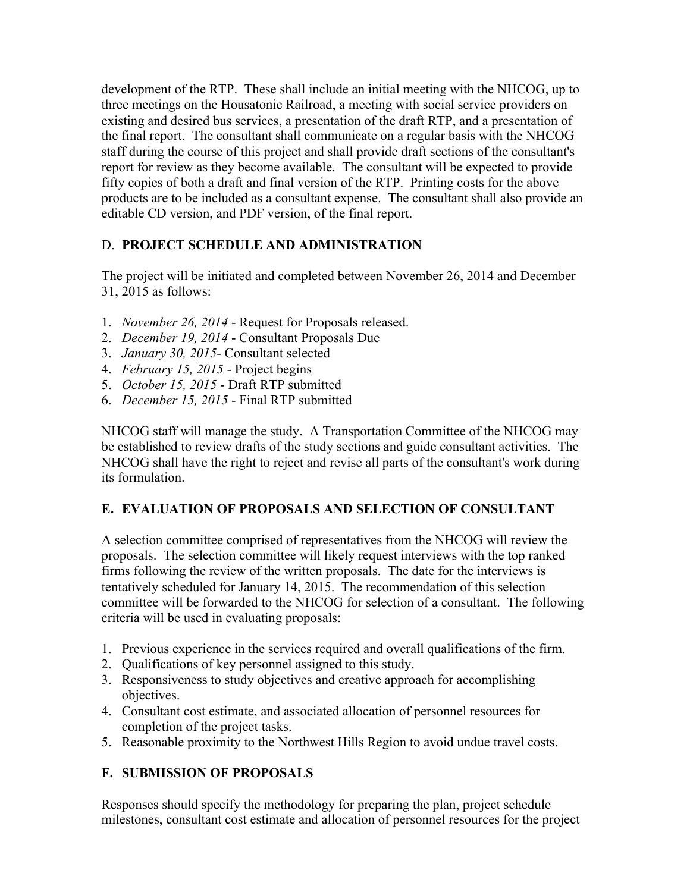development of the RTP. These shall include an initial meeting with the NHCOG, up to three meetings on the Housatonic Railroad, a meeting with social service providers on existing and desired bus services, a presentation of the draft RTP, and a presentation of the final report. The consultant shall communicate on a regular basis with the NHCOG staff during the course of this project and shall provide draft sections of the consultant's report for review as they become available. The consultant will be expected to provide fifty copies of both a draft and final version of the RTP. Printing costs for the above products are to be included as a consultant expense. The consultant shall also provide an editable CD version, and PDF version, of the final report.

## D. **PROJECT SCHEDULE AND ADMINISTRATION**

The project will be initiated and completed between November 26, 2014 and December 31, 2015 as follows:

1. *November 26, 2014* - Request for Proposals released.
2. *December 19, 2014* - Consultant Proposals Due
3. *January 30, 2015*- Consultant selected
4. *February 15, 2015* - Project begins
5. *October 15, 2015* - Draft RTP submitted
6. *December 15, 2015* - Final RTP submitted

NHCOG staff will manage the study. A Transportation Committee of the NHCOG may be established to review drafts of the study sections and guide consultant activities. The NHCOG shall have the right to reject and revise all parts of the consultant's work during its formulation.

## E. EVALUATION OF PROPOSALS AND SELECTION OF CONSULTANT

A selection committee comprised of representatives from the NHCOG will review the proposals. The selection committee will likely request interviews with the top ranked firms following the review of the written proposals. The date for the interviews is tentatively scheduled for January 14, 2015. The recommendation of this selection committee will be forwarded to the NHCOG for selection of a consultant. The following criteria will be used in evaluating proposals:

1. Previous experience in the services required and overall qualifications of the firm.
2. Qualifications of key personnel assigned to this study.
3. Responsiveness to study objectives and creative approach for accomplishing objectives.
4. Consultant cost estimate, and associated allocation of personnel resources for completion of the project tasks.
5. Reasonable proximity to the Northwest Hills Region to avoid undue travel costs.

## F. SUBMISSION OF PROPOSALS

Responses should specify the methodology for preparing the plan, project schedule milestones, consultant cost estimate and allocation of personnel resources for the project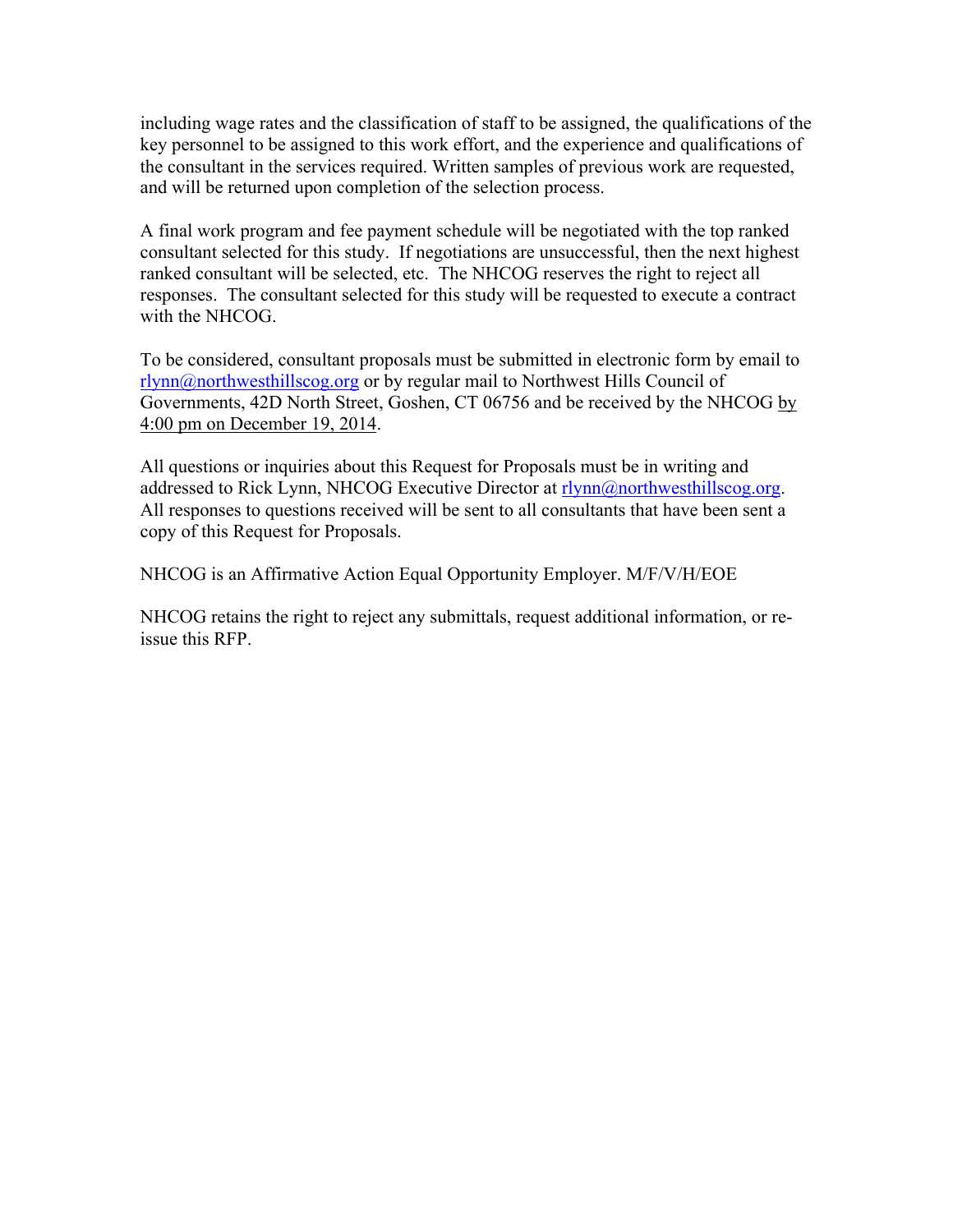including wage rates and the classification of staff to be assigned, the qualifications of the key personnel to be assigned to this work effort, and the experience and qualifications of the consultant in the services required. Written samples of previous work are requested, and will be returned upon completion of the selection process.

A final work program and fee payment schedule will be negotiated with the top ranked consultant selected for this study. If negotiations are unsuccessful, then the next highest ranked consultant will be selected, etc. The NHCOG reserves the right to reject all responses. The consultant selected for this study will be requested to execute a contract with the NHCOG.

To be considered, consultant proposals must be submitted in electronic form by email to rlynn@northwesthillscog.org or by regular mail to Northwest Hills Council of Governments, 42D North Street, Goshen, CT 06756 and be received by the NHCOG by 4:00 pm on December 19, 2014.

All questions or inquiries about this Request for Proposals must be in writing and addressed to Rick Lynn, NHCOG Executive Director at rlynn@northwesthillscog.org. All responses to questions received will be sent to all consultants that have been sent a copy of this Request for Proposals.

NHCOG is an Affirmative Action Equal Opportunity Employer. M/F/V/H/EOE

NHCOG retains the right to reject any submittals, request additional information, or re-issue this RFP.